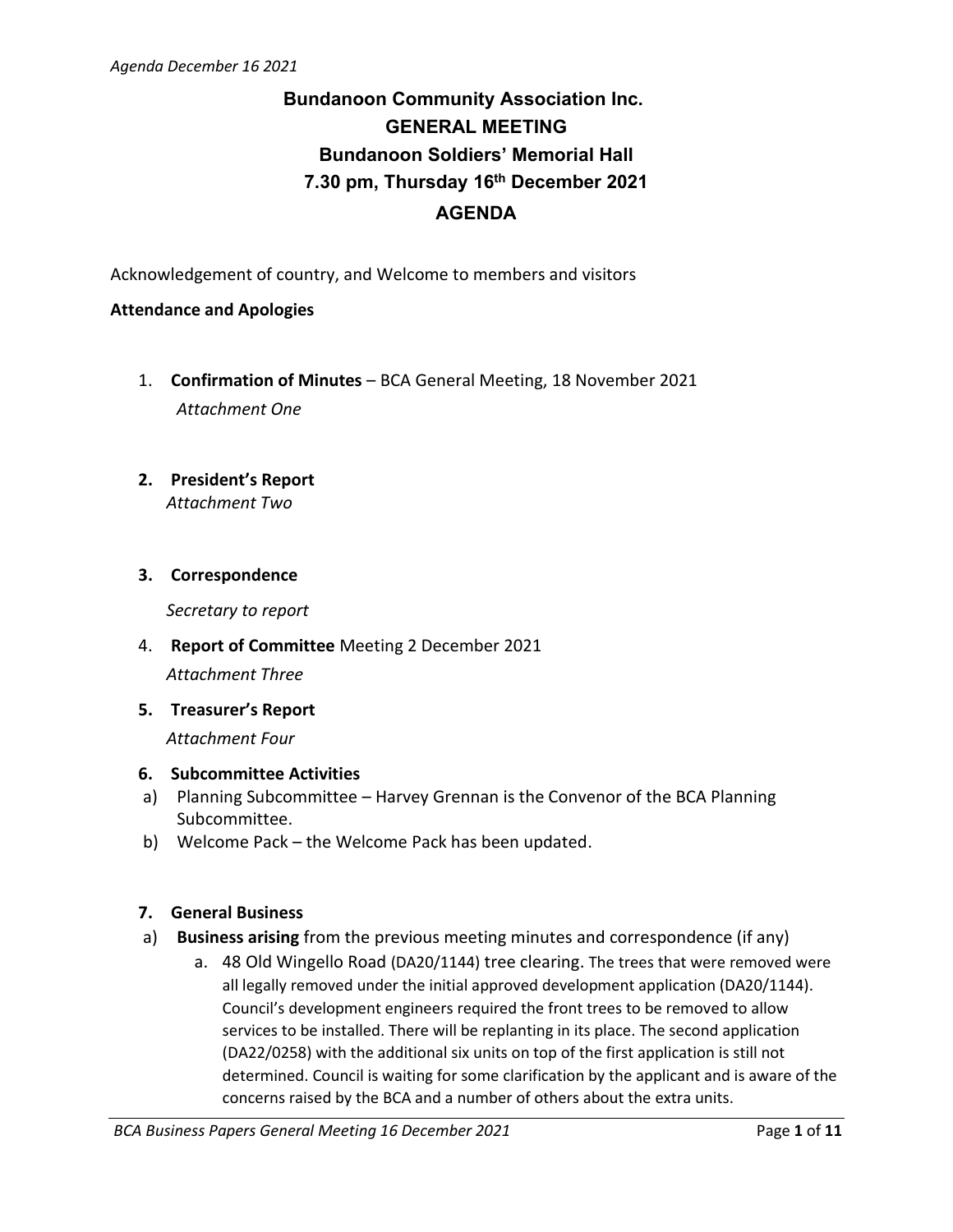# Bundanoon Community Association Inc.

## GENERAL MEETING

## Bundanoon Soldiers' Memorial Hall

## 7.30 pm, Thursday 16th December 2021

## AGENDA

Acknowledgement of country, and Welcome to members and visitors

**Attendance and Apologies**

1. **Confirmation of Minutes** – BCA General Meeting, 18 November 2021
   *Attachment One*

2. **President's Report**
   *Attachment Two*

3. **Correspondence**
   *Secretary to report*

4. **Report of Committee** Meeting 2 December 2021
   *Attachment Three*

5. **Treasurer's Report**
   *Attachment Four*

6. **Subcommittee Activities**
   a) Planning Subcommittee – Harvey Grennan is the Convenor of the BCA Planning Subcommittee.
   b) Welcome Pack – the Welcome Pack has been updated.

7. **General Business**
   a) **Business arising** from the previous meeting minutes and correspondence (if any)
      a. 48 Old Wingello Road (DA20/1144) tree clearing. The trees that were removed were all legally removed under the initial approved development application (DA20/1144). Council's development engineers required the front trees to be removed to allow services to be installed. There will be replanting in its place. The second application (DA22/0258) with the additional six units on top of the first application is still not determined. Council is waiting for some clarification by the applicant and is aware of the concerns raised by the BCA and a number of others about the extra units.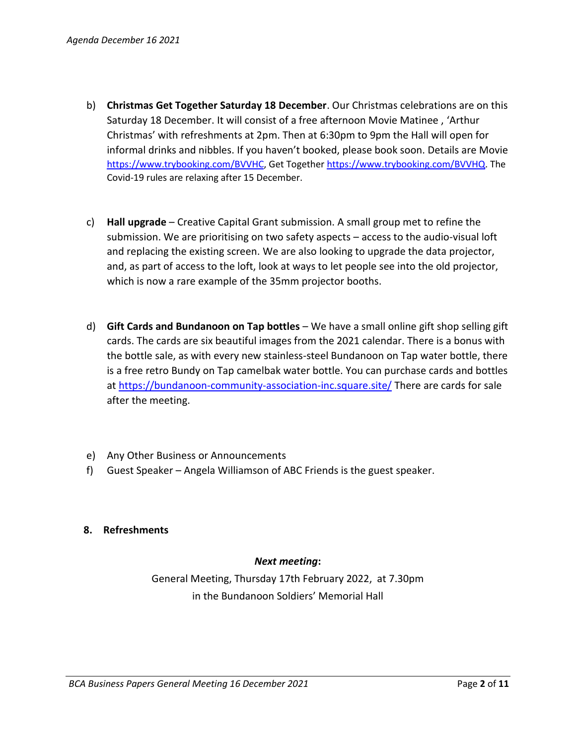b) **Christmas Get Together Saturday 18 December**. Our Christmas celebrations are on this Saturday 18 December. It will consist of a free afternoon Movie Matinee , 'Arthur Christmas' with refreshments at 2pm. Then at 6:30pm to 9pm the Hall will open for informal drinks and nibbles. If you haven't booked, please book soon. Details are Movie https://www.trybooking.com/BVVHC, Get Together https://www.trybooking.com/BVVHQ. The Covid-19 rules are relaxing after 15 December.

c) **Hall upgrade** – Creative Capital Grant submission. A small group met to refine the submission. We are prioritising on two safety aspects – access to the audio-visual loft and replacing the existing screen. We are also looking to upgrade the data projector, and, as part of access to the loft, look at ways to let people see into the old projector, which is now a rare example of the 35mm projector booths.

d) **Gift Cards and Bundanoon on Tap bottles** – We have a small online gift shop selling gift cards. The cards are six beautiful images from the 2021 calendar. There is a bonus with the bottle sale, as with every new stainless-steel Bundanoon on Tap water bottle, there is a free retro Bundy on Tap camelback water bottle. You can purchase cards and bottles at https://bundanoon-community-association-inc.square.site/ There are cards for sale after the meeting.

e) Any Other Business or Announcements

f) Guest Speaker – Angela Williamson of ABC Friends is the guest speaker.

**8. Refreshments**

***Next meeting*:**

General Meeting, Thursday 17th February 2022, at 7.30pm
in the Bundanoon Soldiers' Memorial Hall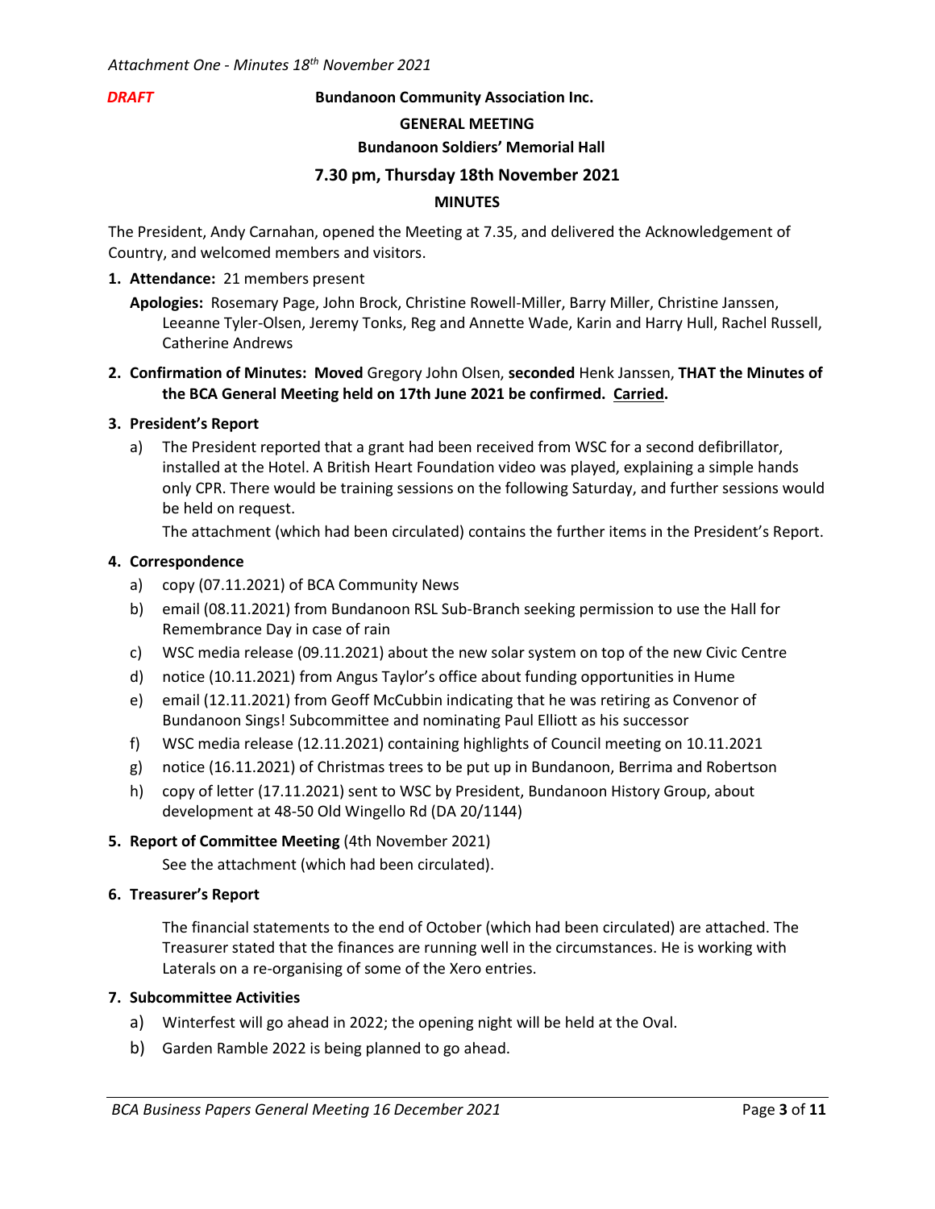*Attachment One - Minutes 18th November 2021*

***DRAFT*** **Bundanoon Community Association Inc.**

**GENERAL MEETING**

**Bundanoon Soldiers' Memorial Hall**

**7.30 pm, Thursday 18th November 2021**

**MINUTES**

The President, Andy Carnahan, opened the Meeting at 7.35, and delivered the Acknowledgement of Country, and welcomed members and visitors.

1. **Attendance:** 21 members present

   **Apologies:** Rosemary Page, John Brock, Christine Rowell-Miller, Barry Miller, Christine Janssen, Leeanne Tyler-Olsen, Jeremy Tonks, Reg and Annette Wade, Karin and Harry Hull, Rachel Russell, Catherine Andrews

2. **Confirmation of Minutes: Moved** Gregory John Olsen, **seconded** Henk Janssen, **THAT the Minutes of the BCA General Meeting held on 17th June 2021 be confirmed. Carried.**

3. **President's Report**

   a) The President reported that a grant had been received from WSC for a second defibrillator, installed at the Hotel. A British Heart Foundation video was played, explaining a simple hands only CPR. There would be training sessions on the following Saturday, and further sessions would be held on request.

   The attachment (which had been circulated) contains the further items in the President's Report.

4. **Correspondence**

   a) copy (07.11.2021) of BCA Community News
   b) email (08.11.2021) from Bundanoon RSL Sub-Branch seeking permission to use the Hall for Remembrance Day in case of rain
   c) WSC media release (09.11.2021) about the new solar system on top of the new Civic Centre
   d) notice (10.11.2021) from Angus Taylor's office about funding opportunities in Hume
   e) email (12.11.2021) from Geoff McCubbin indicating that he was retiring as Convenor of Bundanoon Sings! Subcommittee and nominating Paul Elliott as his successor
   f) WSC media release (12.11.2021) containing highlights of Council meeting on 10.11.2021
   g) notice (16.11.2021) of Christmas trees to be put up in Bundanoon, Berrima and Robertson
   h) copy of letter (17.11.2021) sent to WSC by President, Bundanoon History Group, about development at 48-50 Old Wingello Rd (DA 20/1144)

5. **Report of Committee Meeting** (4th November 2021)

   See the attachment (which had been circulated).

6. **Treasurer's Report**

   The financial statements to the end of October (which had been circulated) are attached. The Treasurer stated that the finances are running well in the circumstances. He is working with Laterals on a re-organising of some of the Xero entries.

7. **Subcommittee Activities**

   a) Winterfest will go ahead in 2022; the opening night will be held at the Oval.
   b) Garden Ramble 2022 is being planned to go ahead.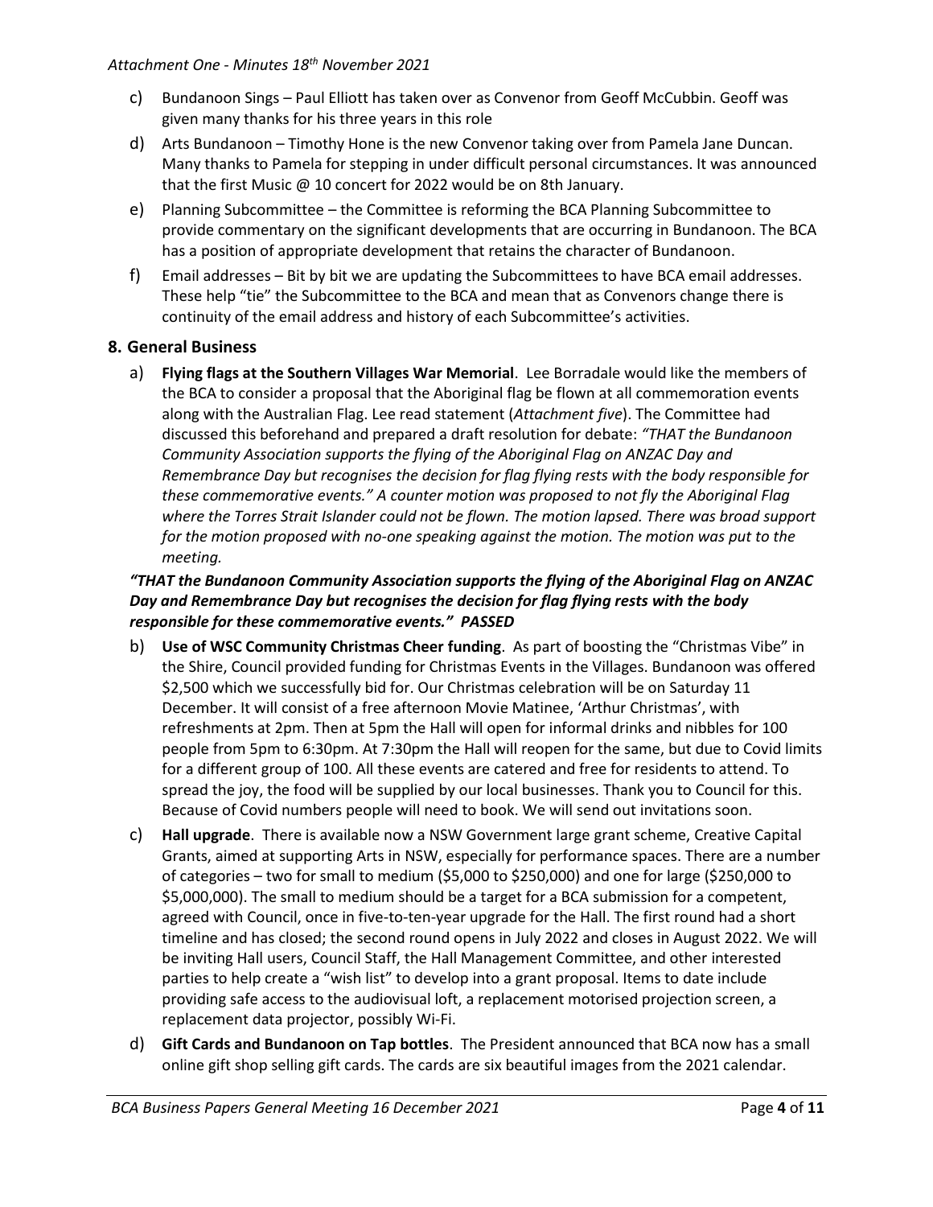c) Bundanoon Sings – Paul Elliott has taken over as Convenor from Geoff McCubbin. Geoff was given many thanks for his three years in this role

d) Arts Bundanoon – Timothy Hone is the new Convenor taking over from Pamela Jane Duncan. Many thanks to Pamela for stepping in under difficult personal circumstances. It was announced that the first Music @ 10 concert for 2022 would be on 8th January.

e) Planning Subcommittee – the Committee is reforming the BCA Planning Subcommittee to provide commentary on the significant developments that are occurring in Bundanoon. The BCA has a position of appropriate development that retains the character of Bundanoon.

f) Email addresses – Bit by bit we are updating the Subcommittees to have BCA email addresses. These help "tie" the Subcommittee to the BCA and mean that as Convenors change there is continuity of the email address and history of each Subcommittee's activities.

## 8. General Business

a) **Flying flags at the Southern Villages War Memorial**. Lee Borradale would like the members of the BCA to consider a proposal that the Aboriginal flag be flown at all commemoration events along with the Australian Flag. Lee read statement (*Attachment five*). The Committee had discussed this beforehand and prepared a draft resolution for debate: *"THAT the Bundanoon Community Association supports the flying of the Aboriginal Flag on ANZAC Day and Remembrance Day but recognises the decision for flag flying rests with the body responsible for these commemorative events." A counter motion was proposed to not fly the Aboriginal Flag where the Torres Strait Islander could not be flown. The motion lapsed. There was broad support for the motion proposed with no-one speaking against the motion. The motion was put to the meeting.*

***"THAT the Bundanoon Community Association supports the flying of the Aboriginal Flag on ANZAC Day and Remembrance Day but recognises the decision for flag flying rests with the body responsible for these commemorative events." PASSED***

b) **Use of WSC Community Christmas Cheer funding**. As part of boosting the "Christmas Vibe" in the Shire, Council provided funding for Christmas Events in the Villages. Bundanoon was offered $2,500 which we successfully bid for. Our Christmas celebration will be on Saturday 11 December. It will consist of a free afternoon Movie Matinee, 'Arthur Christmas', with refreshments at 2pm. Then at 5pm the Hall will open for informal drinks and nibbles for 100 people from 5pm to 6:30pm. At 7:30pm the Hall will reopen for the same, but due to Covid limits for a different group of 100. All these events are catered and free for residents to attend. To spread the joy, the food will be supplied by our local businesses. Thank you to Council for this. Because of Covid numbers people will need to book. We will send out invitations soon.

c) **Hall upgrade**. There is available now a NSW Government large grant scheme, Creative Capital Grants, aimed at supporting Arts in NSW, especially for performance spaces. There are a number of categories – two for small to medium ($5,000 to $250,000) and one for large ($250,000 to $5,000,000). The small to medium should be a target for a BCA submission for a competent, agreed with Council, once in five-to-ten-year upgrade for the Hall. The first round had a short timeline and has closed; the second round opens in July 2022 and closes in August 2022. We will be inviting Hall users, Council Staff, the Hall Management Committee, and other interested parties to help create a "wish list" to develop into a grant proposal. Items to date include providing safe access to the audiovisual loft, a replacement motorised projection screen, a replacement data projector, possibly Wi-Fi.

d) **Gift Cards and Bundanoon on Tap bottles**. The President announced that BCA now has a small online gift shop selling gift cards. The cards are six beautiful images from the 2021 calendar.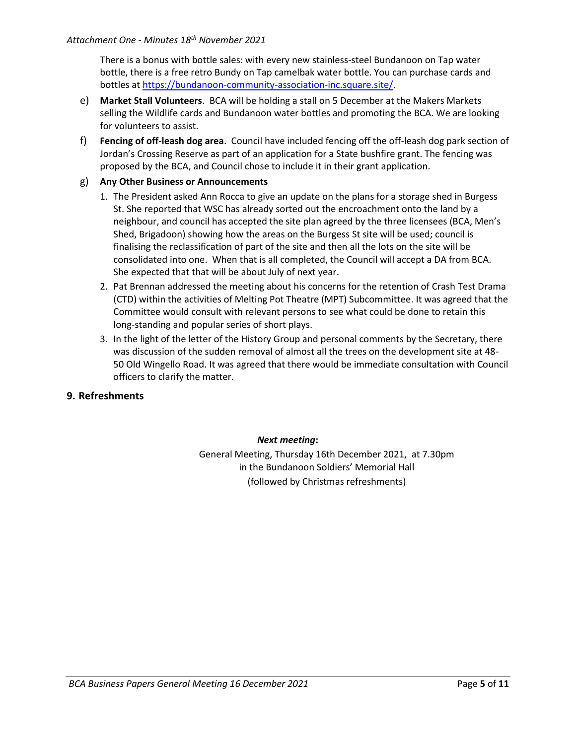There is a bonus with bottle sales: with every new stainless-steel Bundanoon on Tap water bottle, there is a free retro Bundy on Tap camelbak water bottle. You can purchase cards and bottles at [https://bundanoon-community-association-inc.square.site/](https://bundanoon-community-association-inc.square.site/).

e) **Market Stall Volunteers**. BCA will be holding a stall on 5 December at the Makers Markets selling the Wildlife cards and Bundanoon water bottles and promoting the BCA. We are looking for volunteers to assist.

f) **Fencing of off-leash dog area**. Council have included fencing off the off-leash dog park section of Jordan's Crossing Reserve as part of an application for a State bushfire grant. The fencing was proposed by the BCA, and Council chose to include it in their grant application.

g) **Any Other Business or Announcements**

1. The President asked Ann Rocca to give an update on the plans for a storage shed in Burgess St. She reported that WSC has already sorted out the encroachment onto the land by a neighbour, and council has accepted the site plan agreed by the three licensees (BCA, Men's Shed, Brigadoon) showing how the areas on the Burgess St site will be used; council is finalising the reclassification of part of the site and then all the lots on the site will be consolidated into one. When that is all completed, the Council will accept a DA from BCA. She expected that that will be about July of next year.
2. Pat Brennan addressed the meeting about his concerns for the retention of Crash Test Drama (CTD) within the activities of Melting Pot Theatre (MPT) Subcommittee. It was agreed that the Committee would consult with relevant persons to see what could be done to retain this long-standing and popular series of short plays.
3. In the light of the letter of the History Group and personal comments by the Secretary, there was discussion of the sudden removal of almost all the trees on the development site at 48-50 Old Wingello Road. It was agreed that there would be immediate consultation with Council officers to clarify the matter.

## 9. Refreshments

***Next meeting*:**

General Meeting, Thursday 16th December 2021, at 7.30pm
in the Bundanoon Soldiers' Memorial Hall
(followed by Christmas refreshments)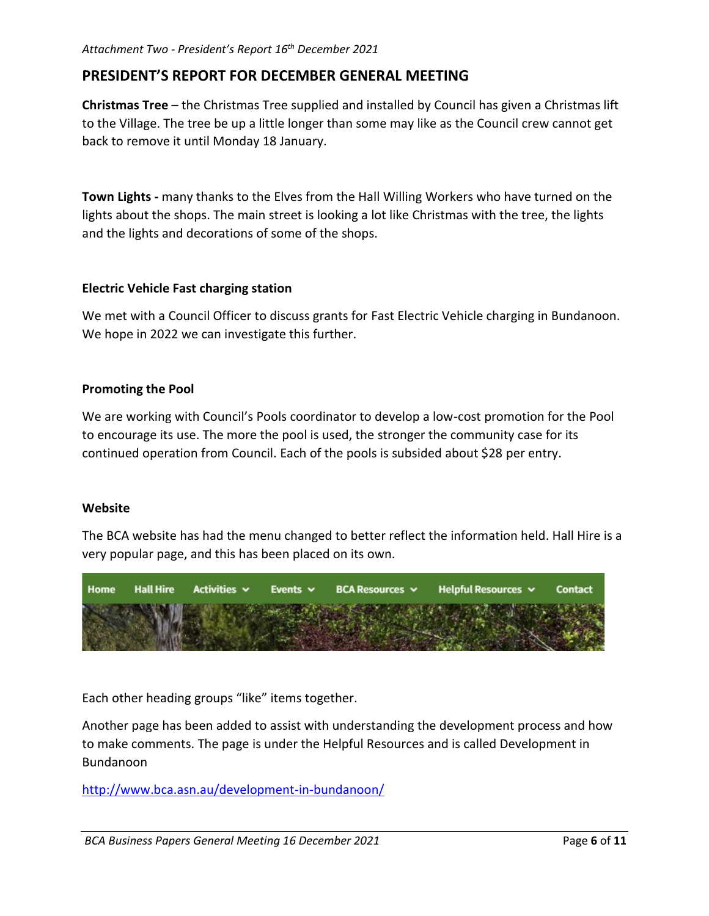*Attachment Two - President's Report 16th December 2021*

## PRESIDENT'S REPORT FOR DECEMBER GENERAL MEETING

**Christmas Tree** – the Christmas Tree supplied and installed by Council has given a Christmas lift to the Village. The tree be up a little longer than some may like as the Council crew cannot get back to remove it until Monday 18 January.

**Town Lights -** many thanks to the Elves from the Hall Willing Workers who have turned on the lights about the shops. The main street is looking a lot like Christmas with the tree, the lights and the lights and decorations of some of the shops.

### Electric Vehicle Fast charging station

We met with a Council Officer to discuss grants for Fast Electric Vehicle charging in Bundanoon. We hope in 2022 we can investigate this further.

### Promoting the Pool

We are working with Council's Pools coordinator to develop a low-cost promotion for the Pool to encourage its use. The more the pool is used, the stronger the community case for its continued operation from Council. Each of the pools is subsided about $28 per entry.

### Website

The BCA website has had the menu changed to better reflect the information held. Hall Hire is a very popular page, and this has been placed on its own.

Home | Hall Hire | Activities | Events | BCA Resources | Helpful Resources | Contact

Each other heading groups "like" items together.

Another page has been added to assist with understanding the development process and how to make comments. The page is under the Helpful Resources and is called Development in Bundanoon

http://www.bca.asn.au/development-in-bundanoon/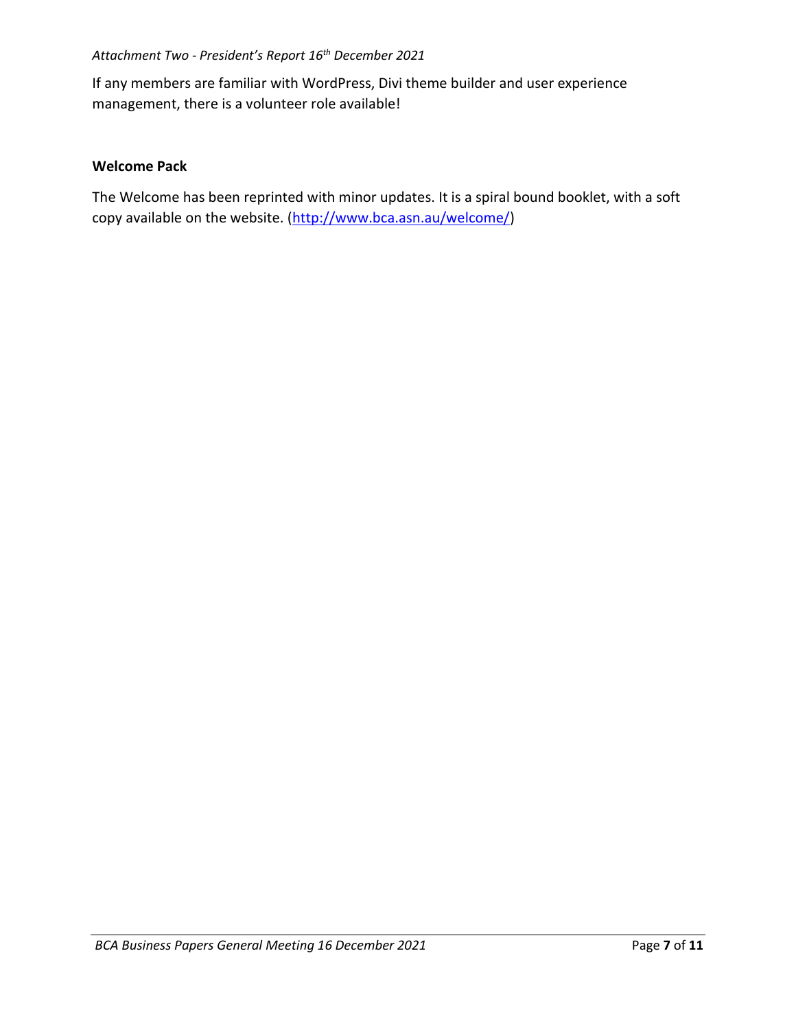If any members are familiar with WordPress, Divi theme builder and user experience management, there is a volunteer role available!

**Welcome Pack**

The Welcome has been reprinted with minor updates. It is a spiral bound booklet, with a soft copy available on the website. (http://www.bca.asn.au/welcome/)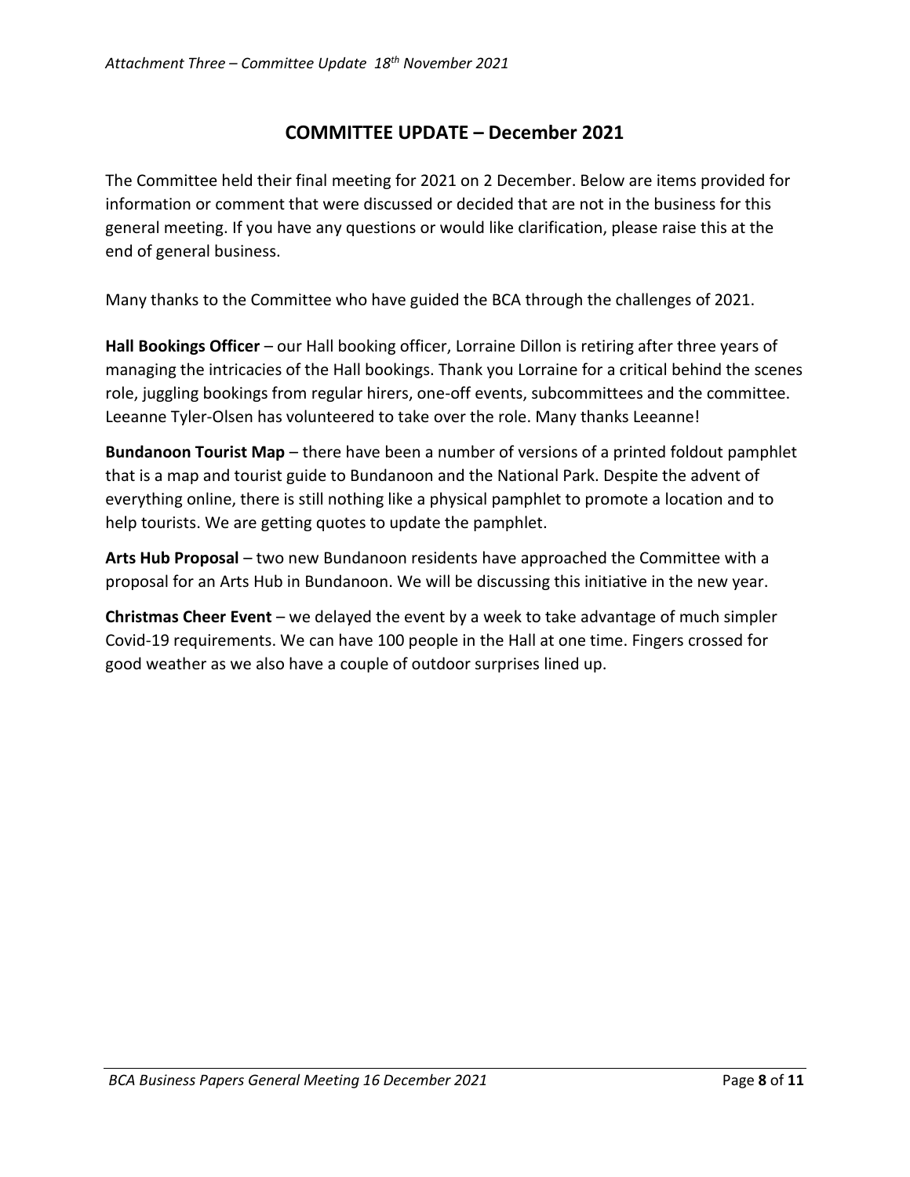## COMMITTEE UPDATE – December 2021

The Committee held their final meeting for 2021 on 2 December. Below are items provided for information or comment that were discussed or decided that are not in the business for this general meeting. If you have any questions or would like clarification, please raise this at the end of general business.

Many thanks to the Committee who have guided the BCA through the challenges of 2021.

**Hall Bookings Officer** – our Hall booking officer, Lorraine Dillon is retiring after three years of managing the intricacies of the Hall bookings. Thank you Lorraine for a critical behind the scenes role, juggling bookings from regular hirers, one-off events, subcommittees and the committee. Leeanne Tyler-Olsen has volunteered to take over the role. Many thanks Leeanne!

**Bundanoon Tourist Map** – there have been a number of versions of a printed foldout pamphlet that is a map and tourist guide to Bundanoon and the National Park. Despite the advent of everything online, there is still nothing like a physical pamphlet to promote a location and to help tourists. We are getting quotes to update the pamphlet.

**Arts Hub Proposal** – two new Bundanoon residents have approached the Committee with a proposal for an Arts Hub in Bundanoon. We will be discussing this initiative in the new year.

**Christmas Cheer Event** – we delayed the event by a week to take advantage of much simpler Covid-19 requirements. We can have 100 people in the Hall at one time. Fingers crossed for good weather as we also have a couple of outdoor surprises lined up.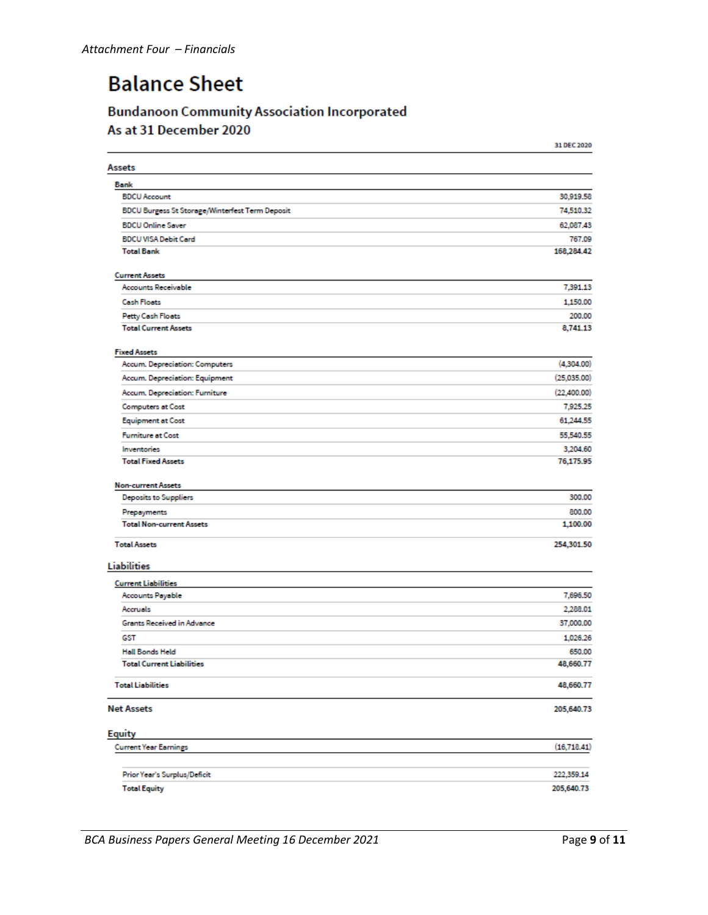*Attachment Four – Financials*

# Balance Sheet

## Bundanoon Community Association Incorporated
## As at 31 December 2020

| | 31 DEC 2020 |
|---|---|
| **Assets** | |
| **Bank** | |
| BDCU Account | 30,919.58 |
| BDCU Burgess St Storage/Winterfest Term Deposit | 74,510.32 |
| BDCU Online Saver | 62,087.43 |
| BDCU VISA Debit Card | 767.09 |
| **Total Bank** | **168,284.42** |
| | |
| **Current Assets** | |
| Accounts Receivable | 7,391.13 |
| Cash Floats | 1,150.00 |
| Petty Cash Floats | 200.00 |
| **Total Current Assets** | **8,741.13** |
| | |
| **Fixed Assets** | |
| Accum. Depreciation: Computers | (4,304.00) |
| Accum. Depreciation: Equipment | (25,035.00) |
| Accum. Depreciation: Furniture | (22,400.00) |
| Computers at Cost | 7,925.25 |
| Equipment at Cost | 61,244.55 |
| Furniture at Cost | 55,540.55 |
| Inventories | 3,204.60 |
| **Total Fixed Assets** | **76,175.95** |
| | |
| **Non-current Assets** | |
| Deposits to Suppliers | 300.00 |
| Prepayments | 800.00 |
| **Total Non-current Assets** | **1,100.00** |
| | |
| **Total Assets** | **254,301.50** |
| | |
| **Liabilities** | |
| **Current Liabilities** | |
| Accounts Payable | 7,696.50 |
| Accruals | 2,288.01 |
| Grants Received in Advance | 37,000.00 |
| GST | 1,026.26 |
| Hall Bonds Held | 650.00 |
| **Total Current Liabilities** | **48,660.77** |
| | |
| **Total Liabilities** | **48,660.77** |
| | |
| **Net Assets** | **205,640.73** |
| | |
| **Equity** | |
| Current Year Earnings | (16,718.41) |
| | |
| Prior Year's Surplus/Deficit | 222,359.14 |
| **Total Equity** | **205,640.73** |

*BCA Business Papers General Meeting 16 December 2021*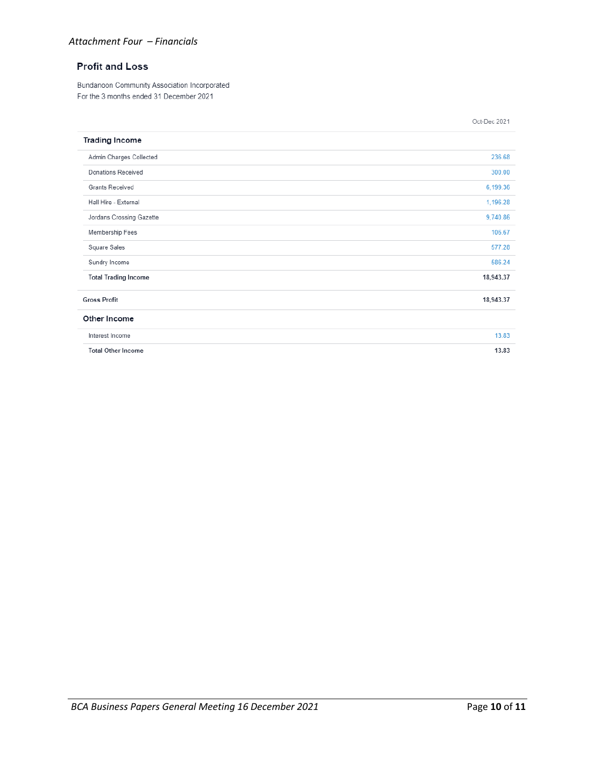*Attachment Four – Financials*

## Profit and Loss

Bundanoon Community Association Incorporated
For the 3 months ended 31 December 2021

| | Oct-Dec 2021 |
|---|---|
| **Trading Income** | |
| Admin Charges Collected | 236.68 |
| Donations Received | 300.00 |
| Grants Received | 6,199.36 |
| Hall Hire - External | 1,196.28 |
| Jordans Crossing Gazette | 9,740.86 |
| Membership Fees | 106.67 |
| Square Sales | 577.28 |
| Sundry Income | 586.24 |
| **Total Trading Income** | **18,943.37** |
| **Gross Profit** | **18,943.37** |
| **Other Income** | |
| Interest Income | 13.83 |
| **Total Other Income** | **13.83** |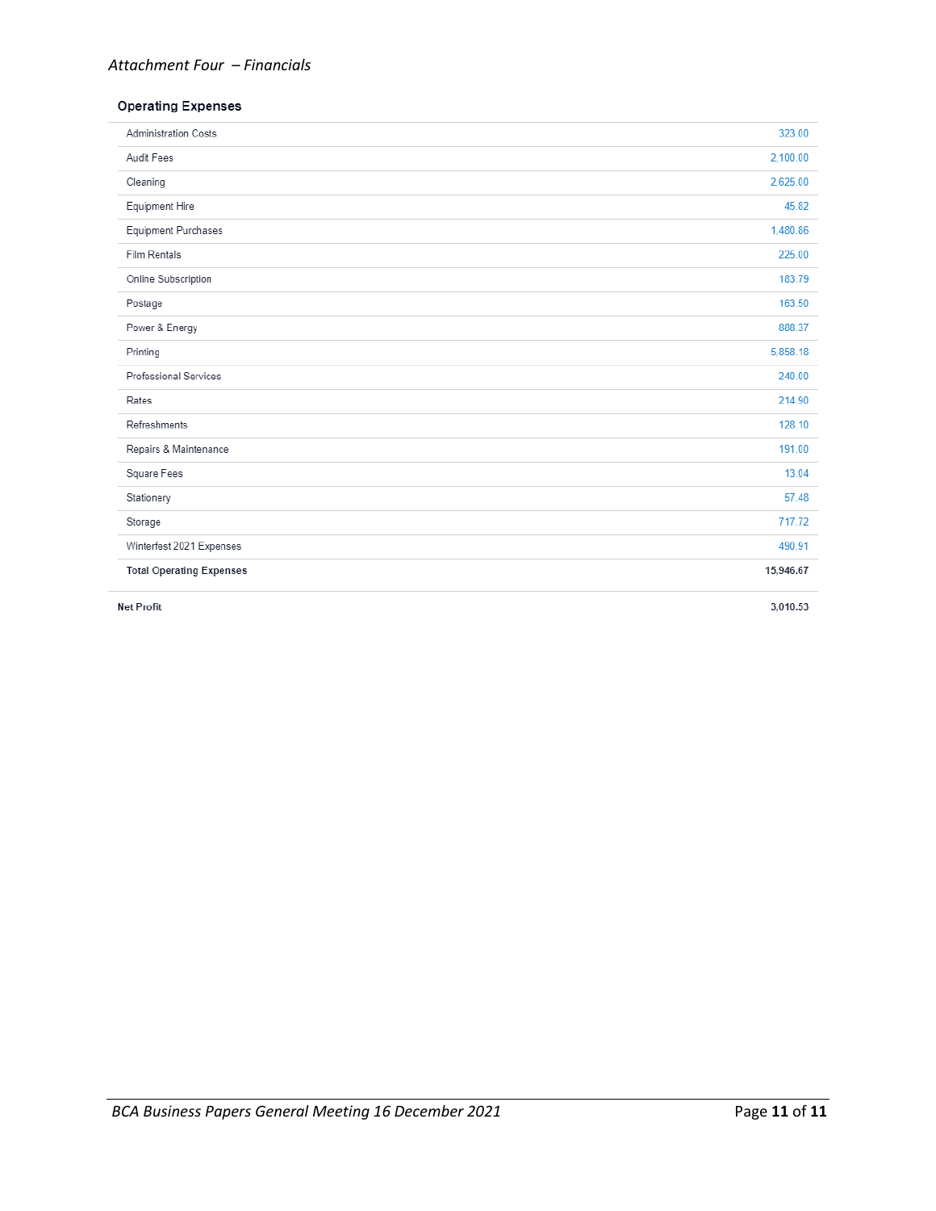*Attachment Four – Financials*

## Operating Expenses

| | |
|---|---|
| Administration Costs | 323.00 |
| Audit Fees | 2,100.00 |
| Cleaning | 2,625.00 |
| Equipment Hire | 45.82 |
| Equipment Purchases | 1,480.86 |
| Film Rentals | 225.00 |
| Online Subscription | 183.79 |
| Postage | 163.50 |
| Power & Energy | 888.37 |
| Printing | 5,858.18 |
| Professional Services | 240.00 |
| Rates | 214.90 |
| Refreshments | 128.10 |
| Repairs & Maintenance | 191.00 |
| Square Fees | 13.04 |
| Stationery | 57.48 |
| Storage | 717.72 |
| Winterfest 2021 Expenses | 490.91 |
| **Total Operating Expenses** | **15,946.67** |
| **Net Profit** | **3,010.53** |